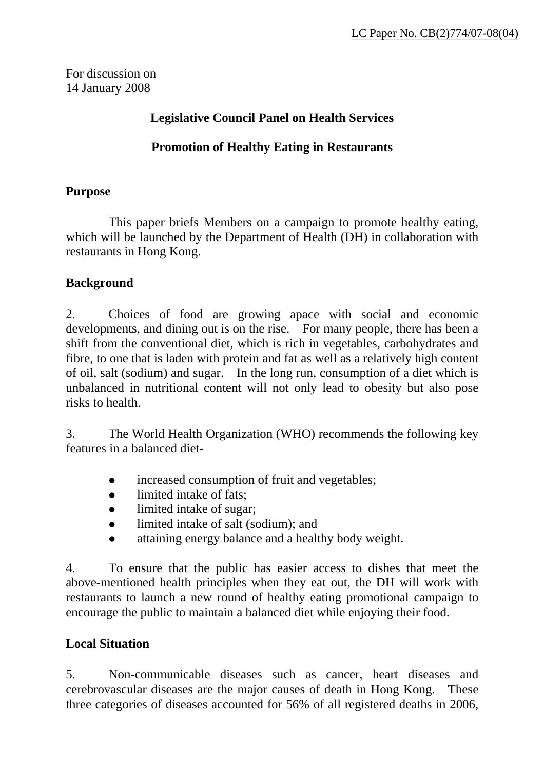LC Paper No. CB(2)774/07-08(04)

For discussion on
14 January 2008

**Legislative Council Panel on Health Services**

**Promotion of Healthy Eating in Restaurants**

## Purpose

This paper briefs Members on a campaign to promote healthy eating, which will be launched by the Department of Health (DH) in collaboration with restaurants in Hong Kong.

## Background

2. Choices of food are growing apace with social and economic developments, and dining out is on the rise. For many people, there has been a shift from the conventional diet, which is rich in vegetables, carbohydrates and fibre, to one that is laden with protein and fat as well as a relatively high content of oil, salt (sodium) and sugar. In the long run, consumption of a diet which is unbalanced in nutritional content will not only lead to obesity but also pose risks to health.

3. The World Health Organization (WHO) recommends the following key features in a balanced diet-

- increased consumption of fruit and vegetables;
- limited intake of fats;
- limited intake of sugar;
- limited intake of salt (sodium); and
- attaining energy balance and a healthy body weight.

4. To ensure that the public has easier access to dishes that meet the above-mentioned health principles when they eat out, the DH will work with restaurants to launch a new round of healthy eating promotional campaign to encourage the public to maintain a balanced diet while enjoying their food.

## Local Situation

5. Non-communicable diseases such as cancer, heart diseases and cerebrovascular diseases are the major causes of death in Hong Kong. These three categories of diseases accounted for 56% of all registered deaths in 2006,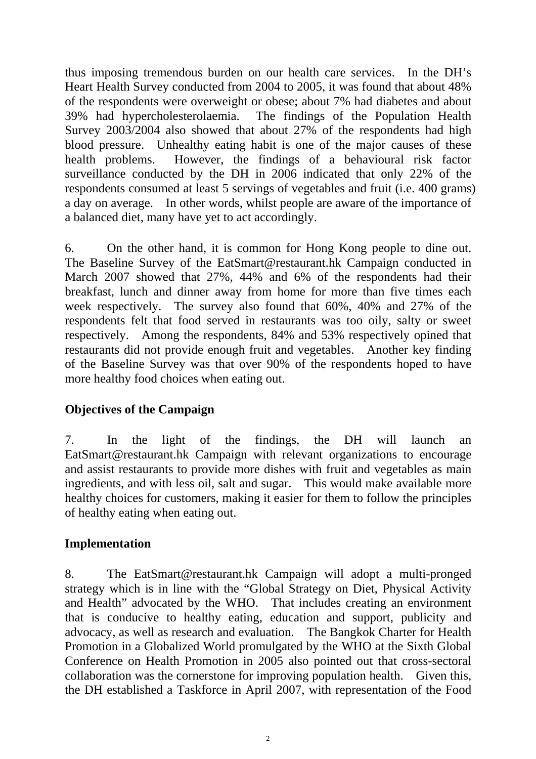thus imposing tremendous burden on our health care services. In the DH's Heart Health Survey conducted from 2004 to 2005, it was found that about 48% of the respondents were overweight or obese; about 7% had diabetes and about 39% had hypercholesterolaemia. The findings of the Population Health Survey 2003/2004 also showed that about 27% of the respondents had high blood pressure. Unhealthy eating habit is one of the major causes of these health problems. However, the findings of a behavioural risk factor surveillance conducted by the DH in 2006 indicated that only 22% of the respondents consumed at least 5 servings of vegetables and fruit (i.e. 400 grams) a day on average. In other words, whilst people are aware of the importance of a balanced diet, many have yet to act accordingly.

6. On the other hand, it is common for Hong Kong people to dine out. The Baseline Survey of the EatSmart@restaurant.hk Campaign conducted in March 2007 showed that 27%, 44% and 6% of the respondents had their breakfast, lunch and dinner away from home for more than five times each week respectively. The survey also found that 60%, 40% and 27% of the respondents felt that food served in restaurants was too oily, salty or sweet respectively. Among the respondents, 84% and 53% respectively opined that restaurants did not provide enough fruit and vegetables. Another key finding of the Baseline Survey was that over 90% of the respondents hoped to have more healthy food choices when eating out.

**Objectives of the Campaign**

7. In the light of the findings, the DH will launch an EatSmart@restaurant.hk Campaign with relevant organizations to encourage and assist restaurants to provide more dishes with fruit and vegetables as main ingredients, and with less oil, salt and sugar. This would make available more healthy choices for customers, making it easier for them to follow the principles of healthy eating when eating out.

**Implementation**

8. The EatSmart@restaurant.hk Campaign will adopt a multi-pronged strategy which is in line with the "Global Strategy on Diet, Physical Activity and Health" advocated by the WHO. That includes creating an environment that is conducive to healthy eating, education and support, publicity and advocacy, as well as research and evaluation. The Bangkok Charter for Health Promotion in a Globalized World promulgated by the WHO at the Sixth Global Conference on Health Promotion in 2005 also pointed out that cross-sectoral collaboration was the cornerstone for improving population health. Given this, the DH established a Taskforce in April 2007, with representation of the Food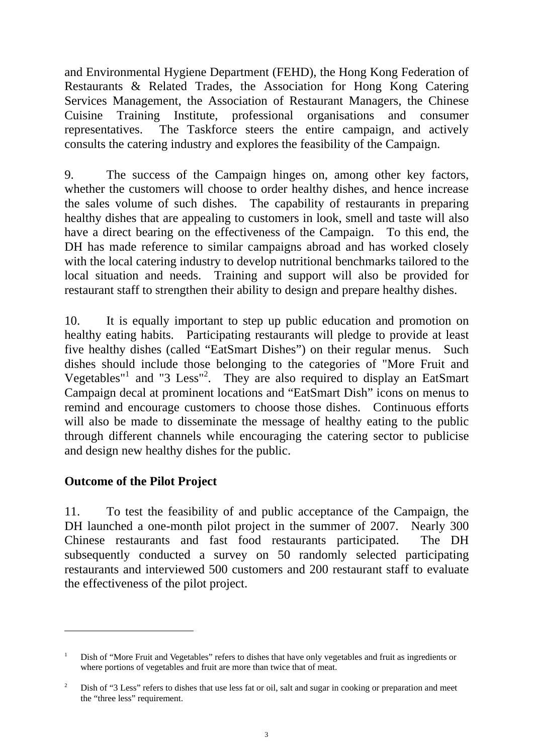and Environmental Hygiene Department (FEHD), the Hong Kong Federation of Restaurants & Related Trades, the Association for Hong Kong Catering Services Management, the Association of Restaurant Managers, the Chinese Cuisine Training Institute, professional organisations and consumer representatives. The Taskforce steers the entire campaign, and actively consults the catering industry and explores the feasibility of the Campaign.

9. The success of the Campaign hinges on, among other key factors, whether the customers will choose to order healthy dishes, and hence increase the sales volume of such dishes. The capability of restaurants in preparing healthy dishes that are appealing to customers in look, smell and taste will also have a direct bearing on the effectiveness of the Campaign. To this end, the DH has made reference to similar campaigns abroad and has worked closely with the local catering industry to develop nutritional benchmarks tailored to the local situation and needs. Training and support will also be provided for restaurant staff to strengthen their ability to design and prepare healthy dishes.

10. It is equally important to step up public education and promotion on healthy eating habits. Participating restaurants will pledge to provide at least five healthy dishes (called "EatSmart Dishes") on their regular menus. Such dishes should include those belonging to the categories of "More Fruit and Vegetables"[1] and "3 Less"[2]. They are also required to display an EatSmart Campaign decal at prominent locations and "EatSmart Dish" icons on menus to remind and encourage customers to choose those dishes. Continuous efforts will also be made to disseminate the message of healthy eating to the public through different channels while encouraging the catering sector to publicise and design new healthy dishes for the public.

**Outcome of the Pilot Project**

11. To test the feasibility of and public acceptance of the Campaign, the DH launched a one-month pilot project in the summer of 2007. Nearly 300 Chinese restaurants and fast food restaurants participated. The DH subsequently conducted a survey on 50 randomly selected participating restaurants and interviewed 500 customers and 200 restaurant staff to evaluate the effectiveness of the pilot project.

---

[1] Dish of "More Fruit and Vegetables" refers to dishes that have only vegetables and fruit as ingredients or where portions of vegetables and fruit are more than twice that of meat.

[2] Dish of "3 Less" refers to dishes that use less fat or oil, salt and sugar in cooking or preparation and meet the "three less" requirement.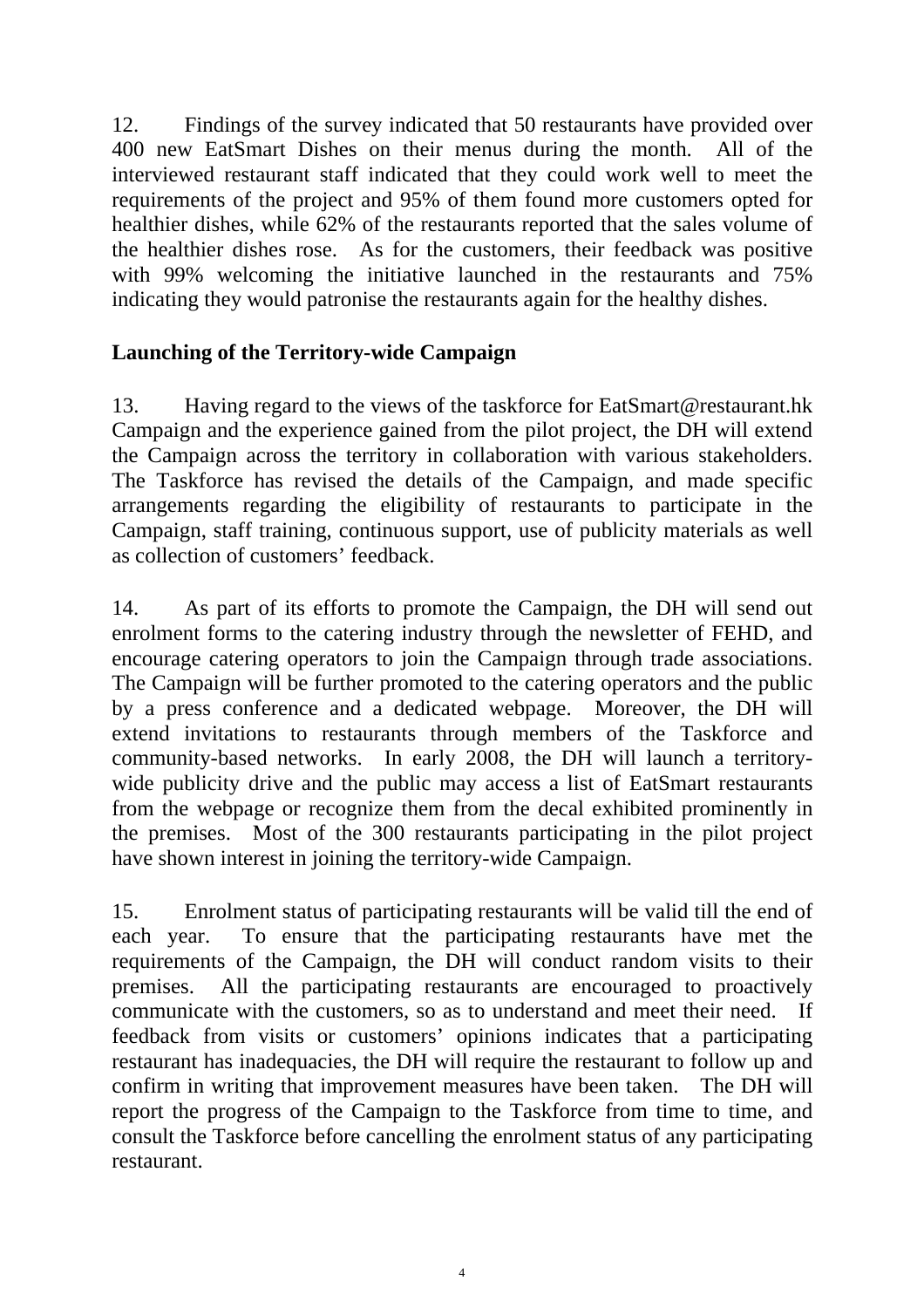12. Findings of the survey indicated that 50 restaurants have provided over 400 new EatSmart Dishes on their menus during the month. All of the interviewed restaurant staff indicated that they could work well to meet the requirements of the project and 95% of them found more customers opted for healthier dishes, while 62% of the restaurants reported that the sales volume of the healthier dishes rose. As for the customers, their feedback was positive with 99% welcoming the initiative launched in the restaurants and 75% indicating they would patronise the restaurants again for the healthy dishes.

**Launching of the Territory-wide Campaign**

13. Having regard to the views of the taskforce for EatSmart@restaurant.hk Campaign and the experience gained from the pilot project, the DH will extend the Campaign across the territory in collaboration with various stakeholders. The Taskforce has revised the details of the Campaign, and made specific arrangements regarding the eligibility of restaurants to participate in the Campaign, staff training, continuous support, use of publicity materials as well as collection of customers' feedback.

14. As part of its efforts to promote the Campaign, the DH will send out enrolment forms to the catering industry through the newsletter of FEHD, and encourage catering operators to join the Campaign through trade associations. The Campaign will be further promoted to the catering operators and the public by a press conference and a dedicated webpage. Moreover, the DH will extend invitations to restaurants through members of the Taskforce and community-based networks. In early 2008, the DH will launch a territory-wide publicity drive and the public may access a list of EatSmart restaurants from the webpage or recognize them from the decal exhibited prominently in the premises. Most of the 300 restaurants participating in the pilot project have shown interest in joining the territory-wide Campaign.

15. Enrolment status of participating restaurants will be valid till the end of each year. To ensure that the participating restaurants have met the requirements of the Campaign, the DH will conduct random visits to their premises. All the participating restaurants are encouraged to proactively communicate with the customers, so as to understand and meet their need. If feedback from visits or customers' opinions indicates that a participating restaurant has inadequacies, the DH will require the restaurant to follow up and confirm in writing that improvement measures have been taken. The DH will report the progress of the Campaign to the Taskforce from time to time, and consult the Taskforce before cancelling the enrolment status of any participating restaurant.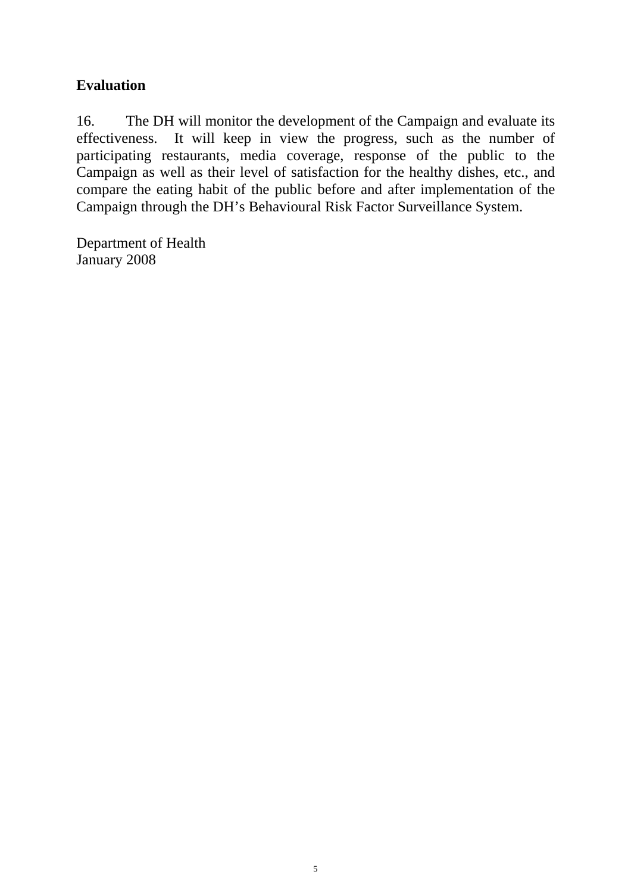**Evaluation**

16. The DH will monitor the development of the Campaign and evaluate its effectiveness. It will keep in view the progress, such as the number of participating restaurants, media coverage, response of the public to the Campaign as well as their level of satisfaction for the healthy dishes, etc., and compare the eating habit of the public before and after implementation of the Campaign through the DH's Behavioural Risk Factor Surveillance System.

Department of Health
January 2008